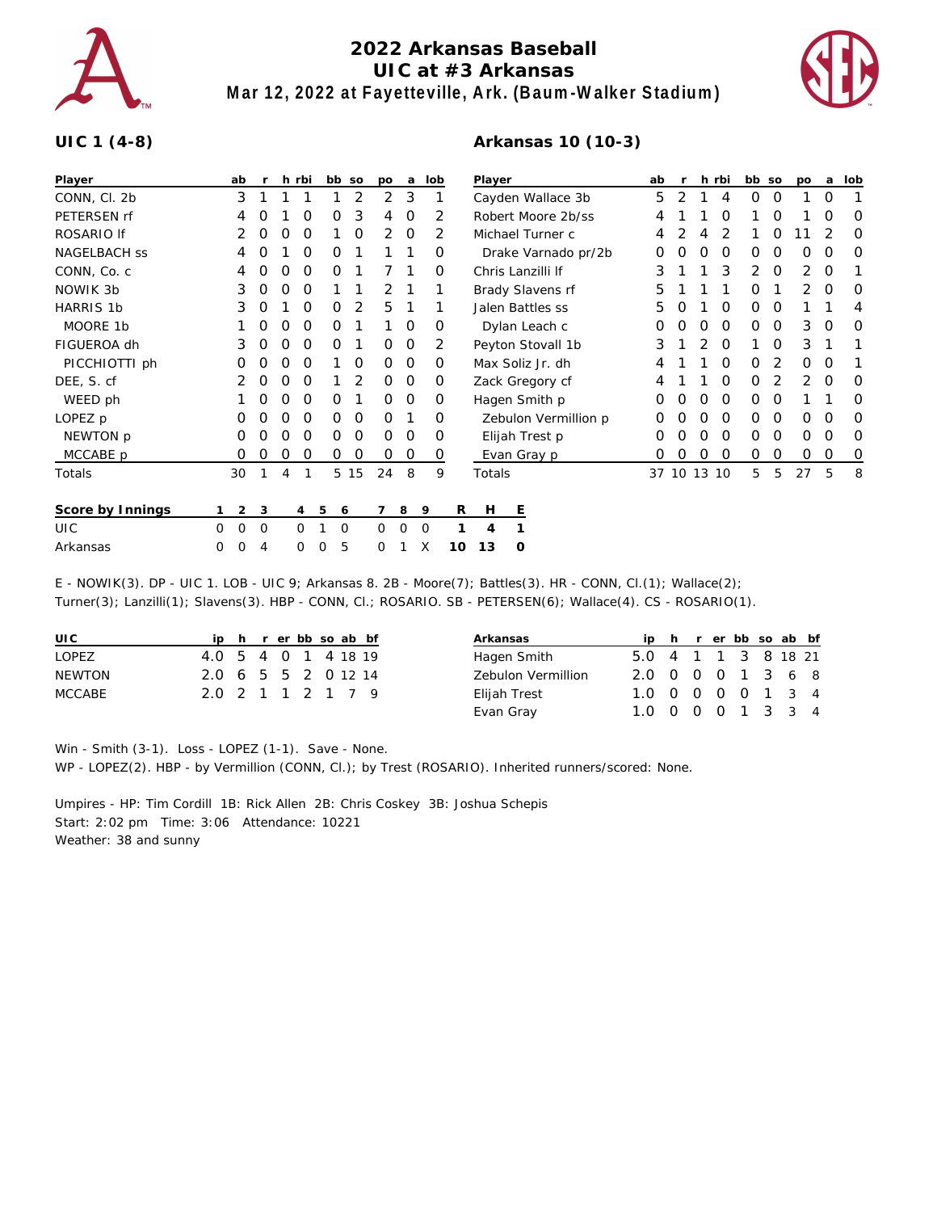# 2022 Arkansas Baseball

## UIC at #3 Arkansas

### Mar 12, 2022 at Fayetteville, Ark. (Baum-Walker Stadium)

**UIC 1 (4-8)**

| Player | ab | r | h | rbi | bb | so | po | a | lob |
|---|---|---|---|---|---|---|---|---|---|
| CONN, Cl. 2b | 3 | 1 | 1 | 1 | 1 | 2 | 2 | 3 | 1 |
| PETERSEN rf | 4 | 0 | 1 | 0 | 0 | 3 | 4 | 0 | 2 |
| ROSARIO lf | 2 | 0 | 0 | 0 | 1 | 0 | 2 | 0 | 2 |
| NAGELBACH ss | 4 | 0 | 1 | 0 | 0 | 1 | 1 | 1 | 0 |
| CONN, Co. c | 4 | 0 | 0 | 0 | 0 | 1 | 7 | 1 | 0 |
| NOWIK 3b | 3 | 0 | 0 | 0 | 1 | 1 | 2 | 1 | 1 |
| HARRIS 1b | 3 | 0 | 1 | 0 | 0 | 2 | 5 | 1 | 1 |
| MOORE 1b | 1 | 0 | 0 | 0 | 0 | 1 | 1 | 0 | 0 |
| FIGUEROA dh | 3 | 0 | 0 | 0 | 0 | 1 | 0 | 0 | 2 |
| PICCHIOTTI ph | 0 | 0 | 0 | 0 | 1 | 0 | 0 | 0 | 0 |
| DEE, S. cf | 2 | 0 | 0 | 0 | 1 | 2 | 0 | 0 | 0 |
| WEED ph | 1 | 0 | 0 | 0 | 0 | 1 | 0 | 0 | 0 |
| LOPEZ p | 0 | 0 | 0 | 0 | 0 | 0 | 0 | 1 | 0 |
| NEWTON p | 0 | 0 | 0 | 0 | 0 | 0 | 0 | 0 | 0 |
| MCCABE p | 0 | 0 | 0 | 0 | 0 | 0 | 0 | 0 | 0 |
| Totals | 30 | 1 | 4 | 1 | 5 | 15 | 24 | 8 | 9 |

**Arkansas 10 (10-3)**

| Player | ab | r | h | rbi | bb | so | po | a | lob |
|---|---|---|---|---|---|---|---|---|---|
| Cayden Wallace 3b | 5 | 2 | 1 | 4 | 0 | 0 | 1 | 0 | 1 |
| Robert Moore 2b/ss | 4 | 1 | 1 | 0 | 1 | 0 | 1 | 0 | 0 |
| Michael Turner c | 4 | 2 | 4 | 2 | 1 | 0 | 11 | 2 | 0 |
| Drake Varnado pr/2b | 0 | 0 | 0 | 0 | 0 | 0 | 0 | 0 | 0 |
| Chris Lanzilli lf | 3 | 1 | 1 | 3 | 2 | 0 | 2 | 0 | 1 |
| Brady Slavens rf | 5 | 1 | 1 | 1 | 0 | 1 | 2 | 0 | 0 |
| Jalen Battles ss | 5 | 0 | 1 | 0 | 0 | 0 | 1 | 1 | 4 |
| Dylan Leach c | 0 | 0 | 0 | 0 | 0 | 0 | 3 | 0 | 0 |
| Peyton Stovall 1b | 3 | 1 | 2 | 0 | 1 | 0 | 3 | 1 | 1 |
| Max Soliz Jr. dh | 4 | 1 | 1 | 0 | 0 | 2 | 0 | 0 | 1 |
| Zack Gregory cf | 4 | 1 | 1 | 0 | 0 | 2 | 2 | 0 | 0 |
| Hagen Smith p | 0 | 0 | 0 | 0 | 0 | 0 | 1 | 1 | 0 |
| Zebulon Vermillion p | 0 | 0 | 0 | 0 | 0 | 0 | 0 | 0 | 0 |
| Elijah Trest p | 0 | 0 | 0 | 0 | 0 | 0 | 0 | 0 | 0 |
| Evan Gray p | 0 | 0 | 0 | 0 | 0 | 0 | 0 | 0 | 0 |
| Totals | 37 | 10 | 13 | 10 | 5 | 5 | 27 | 5 | 8 |

| Score by Innings | 1 | 2 | 3 | 4 | 5 | 6 | 7 | 8 | 9 | R | H | E |
|---|---|---|---|---|---|---|---|---|---|---|---|---|
| UIC | 0 | 0 | 0 | 0 | 1 | 0 | 0 | 0 | 0 | 1 | 4 | 1 |
| Arkansas | 0 | 0 | 4 | 0 | 0 | 5 | 0 | 1 | X | 10 | 13 | 0 |

E - NOWIK(3). DP - UIC 1. LOB - UIC 9; Arkansas 8. 2B - Moore(7); Battles(3). HR - CONN, Cl.(1); Wallace(2); Turner(3); Lanzilli(1); Slavens(3). HBP - CONN, Cl.; ROSARIO. SB - PETERSEN(6); Wallace(4). CS - ROSARIO(1).

| UIC | ip | h | r | er | bb | so | ab | bf |
|---|---|---|---|---|---|---|---|---|
| LOPEZ | 4.0 | 5 | 4 | 0 | 1 | 4 | 18 | 19 |
| NEWTON | 2.0 | 6 | 5 | 5 | 2 | 0 | 12 | 14 |
| MCCABE | 2.0 | 2 | 1 | 1 | 2 | 1 | 7 | 9 |

| Arkansas | ip | h | r | er | bb | so | ab | bf |
|---|---|---|---|---|---|---|---|---|
| Hagen Smith | 5.0 | 4 | 1 | 1 | 3 | 8 | 18 | 21 |
| Zebulon Vermillion | 2.0 | 0 | 0 | 0 | 1 | 3 | 6 | 8 |
| Elijah Trest | 1.0 | 0 | 0 | 0 | 0 | 1 | 3 | 4 |
| Evan Gray | 1.0 | 0 | 0 | 0 | 1 | 3 | 3 | 4 |

Win - Smith (3-1). Loss - LOPEZ (1-1). Save - None.
WP - LOPEZ(2). HBP - by Vermillion (CONN, Cl.); by Trest (ROSARIO). Inherited runners/scored: None.

Umpires - HP: Tim Cordill 1B: Rick Allen 2B: Chris Coskey 3B: Joshua Schepis
Start: 2:02 pm Time: 3:06 Attendance: 10221
Weather: 38 and sunny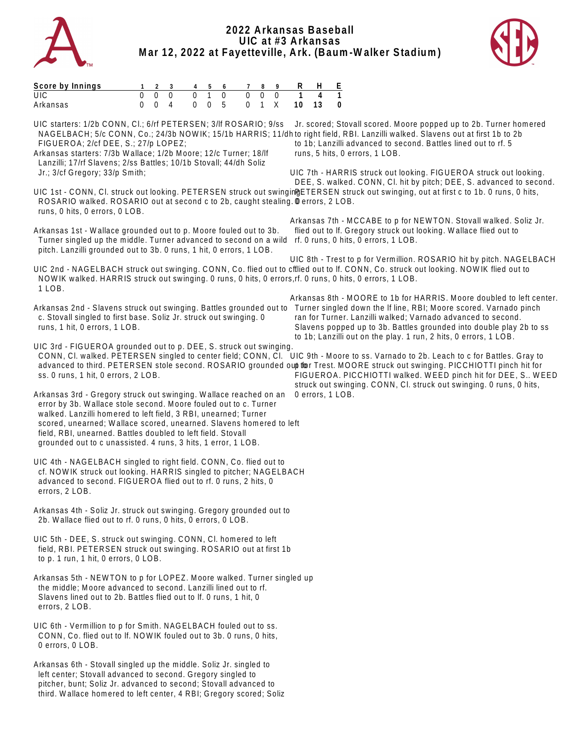# 2022 Arkansas Baseball
## UIC at #3 Arkansas
### Mar 12, 2022 at Fayetteville, Ark. (Baum-Walker Stadium)

| Score by Innings | 1 | 2 | 3 | 4 | 5 | 6 | 7 | 8 | 9 | R | H | E |
|---|---|---|---|---|---|---|---|---|---|---|---|---|
| UIC | 0 | 0 | 0 | 0 | 1 | 0 | 0 | 0 | 0 | 1 | 4 | 1 |
| Arkansas | 0 | 0 | 4 | 0 | 0 | 5 | 0 | 1 | X | 10 | 13 | 0 |

UIC starters: 1/2b CONN, Cl.; 6/rf PETERSEN; 3/lf ROSARIO; 9/ss NAGELBACH; 5/c CONN, Co.; 24/3b NOWIK; 15/1b HARRIS; 11/dh FIGUEROA; 2/cf DEE, S.; 27/p LOPEZ;
Arkansas starters: 7/3b Wallace; 1/2b Moore; 12/c Turner; 18/lf Lanzilli; 17/rf Slavens; 2/ss Battles; 10/1b Stovall; 44/dh Soliz Jr.; 3/cf Gregory; 33/p Smith;

UIC 1st - CONN, Cl. struck out looking. PETERSEN struck out swinging. ROSARIO walked. ROSARIO out at second c to 2b, caught stealing. 0 runs, 0 hits, 0 errors, 0 LOB.

Arkansas 1st - Wallace grounded out to p. Moore fouled out to 3b. Turner singled up the middle. Turner advanced to second on a wild pitch. Lanzilli grounded out to 3b. 0 runs, 1 hit, 0 errors, 1 LOB.

UIC 2nd - NAGELBACH struck out swinging. CONN, Co. flied out to cf. NOWIK walked. HARRIS struck out swinging. 0 runs, 0 hits, 0 errors, 1 LOB.

Arkansas 2nd - Slavens struck out swinging. Battles grounded out to c. Stovall singled to first base. Soliz Jr. struck out swinging. 0 runs, 1 hit, 0 errors, 1 LOB.

UIC 3rd - FIGUEROA grounded out to p. DEE, S. struck out swinging. CONN, Cl. walked. PETERSEN singled to center field; CONN, Cl. advanced to third. PETERSEN stole second. ROSARIO grounded out to ss. 0 runs, 1 hit, 0 errors, 2 LOB.

Arkansas 3rd - Gregory struck out swinging. Wallace reached on an error by 3b. Wallace stole second. Moore fouled out to c. Turner walked. Lanzilli homered to left field, 3 RBI, unearned; Turner scored, unearned; Wallace scored, unearned. Slavens homered to left field, RBI, unearned. Battles doubled to left field. Stovall grounded out to c unassisted. 4 runs, 3 hits, 1 error, 1 LOB.

UIC 4th - NAGELBACH singled to right field. CONN, Co. flied out to cf. NOWIK struck out looking. HARRIS singled to pitcher; NAGELBACH advanced to second. FIGUEROA flied out to rf. 0 runs, 2 hits, 0 errors, 2 LOB.

Arkansas 4th - Soliz Jr. struck out swinging. Gregory grounded out to 2b. Wallace flied out to rf. 0 runs, 0 hits, 0 errors, 0 LOB.

UIC 5th - DEE, S. struck out swinging. CONN, Cl. homered to left field, RBI. PETERSEN struck out swinging. ROSARIO out at first 1b to p. 1 run, 1 hit, 0 errors, 0 LOB.

Arkansas 5th - NEWTON to p for LOPEZ. Moore walked. Turner singled up the middle; Moore advanced to second. Lanzilli lined out to rf. Slavens lined out to 2b. Battles flied out to lf. 0 runs, 1 hit, 0 errors, 2 LOB.

UIC 6th - Vermillion to p for Smith. NAGELBACH fouled out to ss. CONN, Co. flied out to lf. NOWIK fouled out to 3b. 0 runs, 0 hits, 0 errors, 0 LOB.

Arkansas 6th - Stovall singled up the middle. Soliz Jr. singled to left center; Stovall advanced to second. Gregory singled to pitcher, bunt; Soliz Jr. advanced to second; Stovall advanced to third. Wallace homered to left center, 4 RBI; Gregory scored; Soliz Jr. scored; Stovall scored. Moore popped up to 2b. Turner homered to right field, RBI. Lanzilli walked. Slavens out at first 1b to 2b to 1b; Lanzilli advanced to second. Battles lined out to rf. 5 runs, 5 hits, 0 errors, 1 LOB.

UIC 7th - HARRIS struck out looking. FIGUEROA struck out looking. DEE, S. walked. CONN, Cl. hit by pitch; DEE, S. advanced to second. PETERSEN struck out swinging, out at first c to 1b. 0 runs, 0 hits, 0 errors, 2 LOB.

Arkansas 7th - MCCABE to p for NEWTON. Stovall walked. Soliz Jr. flied out to lf. Gregory struck out looking. Wallace flied out to rf. 0 runs, 0 hits, 0 errors, 1 LOB.

UIC 8th - Trest to p for Vermillion. ROSARIO hit by pitch. NAGELBACH flied out to lf. CONN, Co. struck out looking. NOWIK flied out to rf. 0 runs, 0 hits, 0 errors, 1 LOB.

Arkansas 8th - MOORE to 1b for HARRIS. Moore doubled to left center. Turner singled down the lf line, RBI; Moore scored. Varnado pinch ran for Turner. Lanzilli walked; Varnado advanced to second. Slavens popped up to 3b. Battles grounded into double play 2b to ss to 1b; Lanzilli out on the play. 1 run, 2 hits, 0 errors, 1 LOB.

UIC 9th - Moore to ss. Varnado to 2b. Leach to c for Battles. Gray to p for Trest. MOORE struck out swinging. PICCHIOTTI pinch hit for FIGUEROA. PICCHIOTTI walked. WEED pinch hit for DEE, S.. WEED struck out swinging. CONN, Cl. struck out swinging. 0 runs, 0 hits, 0 errors, 1 LOB.